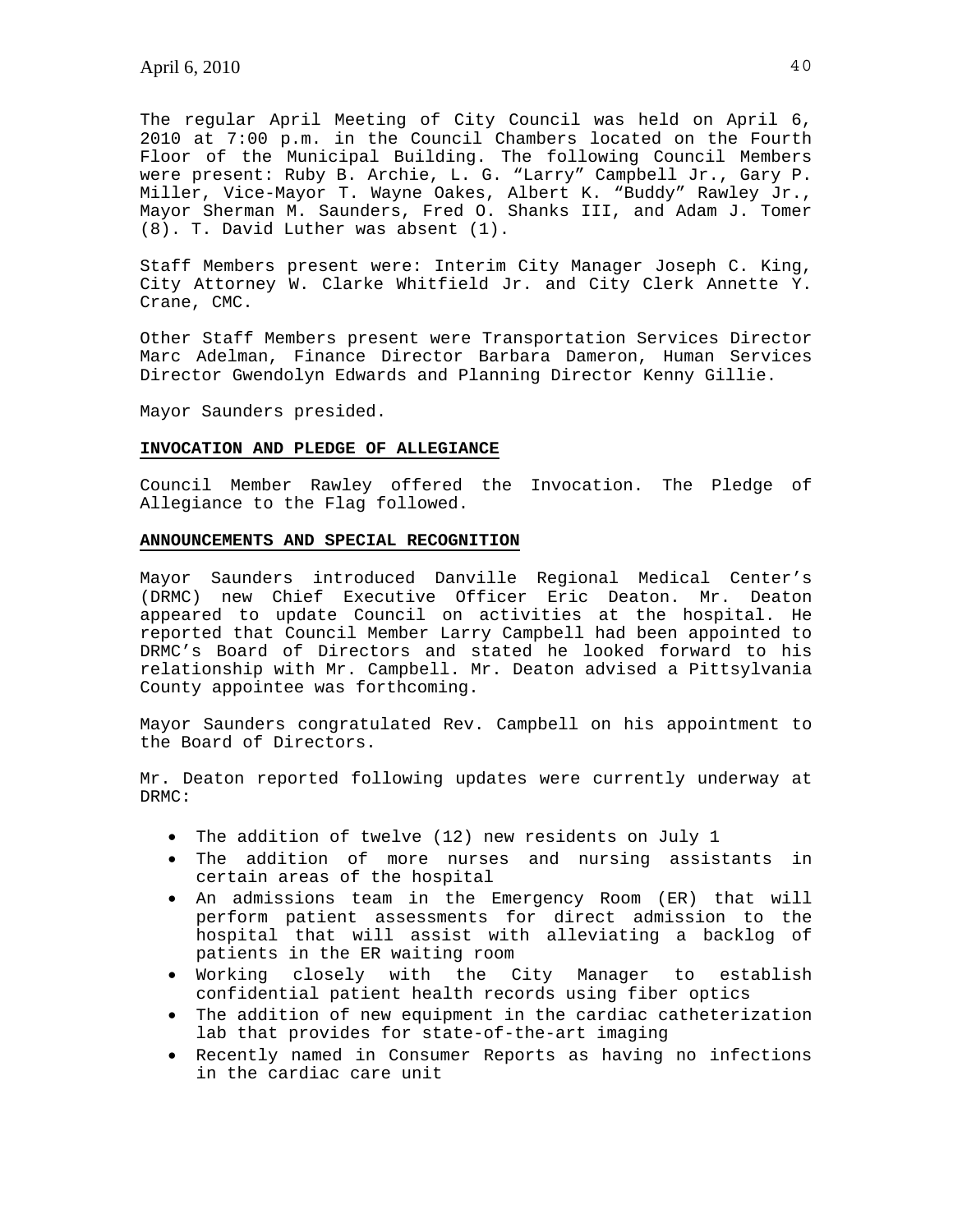The regular April Meeting of City Council was held on April 6, 2010 at 7:00 p.m. in the Council Chambers located on the Fourth Floor of the Municipal Building. The following Council Members were present: Ruby B. Archie, L. G. "Larry" Campbell Jr., Gary P. Miller, Vice-Mayor T. Wayne Oakes, Albert K. "Buddy" Rawley Jr., Mayor Sherman M. Saunders, Fred O. Shanks III, and Adam J. Tomer (8). T. David Luther was absent (1).

Staff Members present were: Interim City Manager Joseph C. King, City Attorney W. Clarke Whitfield Jr. and City Clerk Annette Y. Crane, CMC.

Other Staff Members present were Transportation Services Director Marc Adelman, Finance Director Barbara Dameron, Human Services Director Gwendolyn Edwards and Planning Director Kenny Gillie.

Mayor Saunders presided.

## INVOCATION AND PLEDGE OF ALLEGIANCE

Council Member Rawley offered the Invocation. The Pledge of Allegiance to the Flag followed.

## ANNOUNCEMENTS AND SPECIAL RECOGNITION

Mayor Saunders introduced Danville Regional Medical Center's (DRMC) new Chief Executive Officer Eric Deaton. Mr. Deaton appeared to update Council on activities at the hospital. He reported that Council Member Larry Campbell had been appointed to DRMC's Board of Directors and stated he looked forward to his relationship with Mr. Campbell. Mr. Deaton advised a Pittsylvania County appointee was forthcoming.

Mayor Saunders congratulated Rev. Campbell on his appointment to the Board of Directors.

Mr. Deaton reported following updates were currently underway at DRMC:

- The addition of twelve (12) new residents on July 1
- The addition of more nurses and nursing assistants in certain areas of the hospital
- An admissions team in the Emergency Room (ER) that will perform patient assessments for direct admission to the hospital that will assist with alleviating a backlog of patients in the ER waiting room
- Working closely with the City Manager to establish confidential patient health records using fiber optics
- The addition of new equipment in the cardiac catheterization lab that provides for state-of-the-art imaging
- Recently named in Consumer Reports as having no infections in the cardiac care unit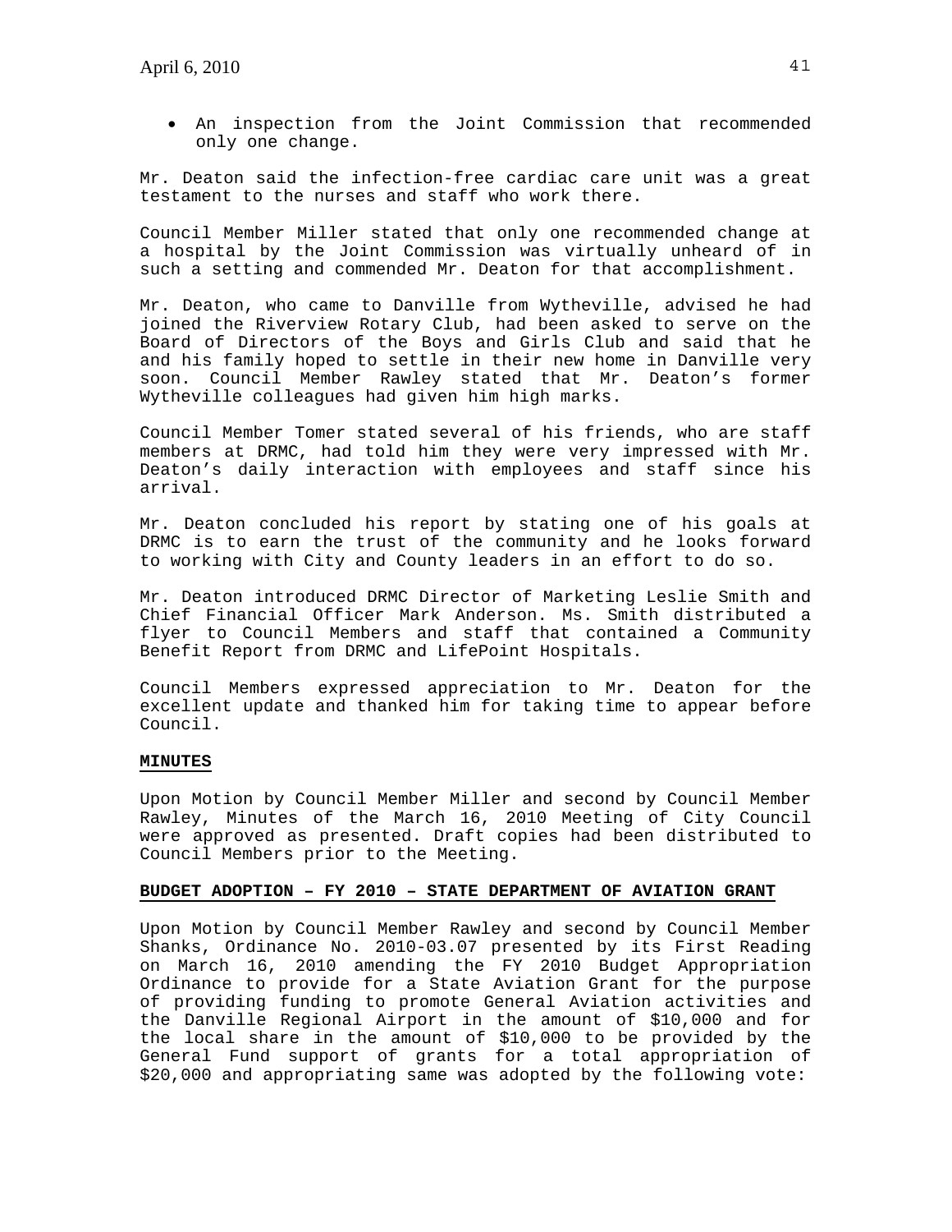- An inspection from the Joint Commission that recommended only one change.

Mr. Deaton said the infection-free cardiac care unit was a great testament to the nurses and staff who work there.

Council Member Miller stated that only one recommended change at a hospital by the Joint Commission was virtually unheard of in such a setting and commended Mr. Deaton for that accomplishment.

Mr. Deaton, who came to Danville from Wytheville, advised he had joined the Riverview Rotary Club, had been asked to serve on the Board of Directors of the Boys and Girls Club and said that he and his family hoped to settle in their new home in Danville very soon. Council Member Rawley stated that Mr. Deaton's former Wytheville colleagues had given him high marks.

Council Member Tomer stated several of his friends, who are staff members at DRMC, had told him they were very impressed with Mr. Deaton's daily interaction with employees and staff since his arrival.

Mr. Deaton concluded his report by stating one of his goals at DRMC is to earn the trust of the community and he looks forward to working with City and County leaders in an effort to do so.

Mr. Deaton introduced DRMC Director of Marketing Leslie Smith and Chief Financial Officer Mark Anderson. Ms. Smith distributed a flyer to Council Members and staff that contained a Community Benefit Report from DRMC and LifePoint Hospitals.

Council Members expressed appreciation to Mr. Deaton for the excellent update and thanked him for taking time to appear before Council.

**MINUTES**

Upon Motion by Council Member Miller and second by Council Member Rawley, Minutes of the March 16, 2010 Meeting of City Council were approved as presented. Draft copies had been distributed to Council Members prior to the Meeting.

**BUDGET ADOPTION – FY 2010 – STATE DEPARTMENT OF AVIATION GRANT**

Upon Motion by Council Member Rawley and second by Council Member Shanks, Ordinance No. 2010-03.07 presented by its First Reading on March 16, 2010 amending the FY 2010 Budget Appropriation Ordinance to provide for a State Aviation Grant for the purpose of providing funding to promote General Aviation activities and the Danville Regional Airport in the amount of $10,000 and for the local share in the amount of $10,000 to be provided by the General Fund support of grants for a total appropriation of $20,000 and appropriating same was adopted by the following vote: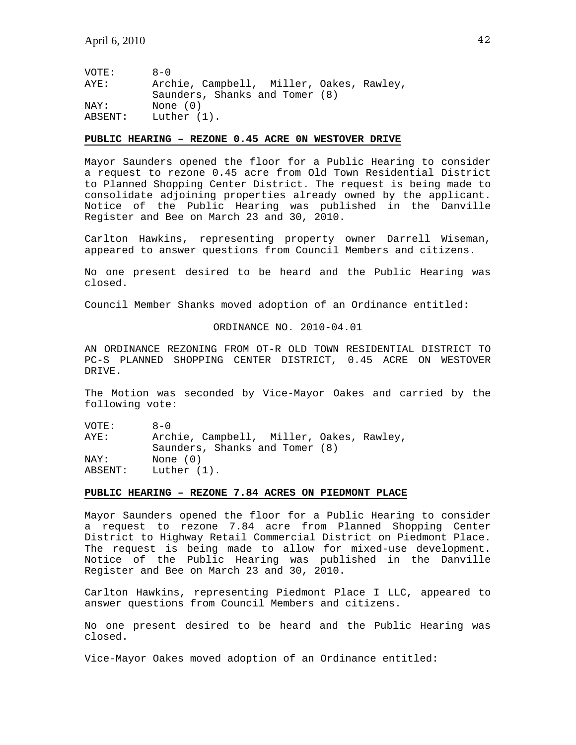VOTE: 8-0
AYE: Archie, Campbell, Miller, Oakes, Rawley, Saunders, Shanks and Tomer (8)
NAY: None (0)
ABSENT: Luther (1).

**PUBLIC HEARING – REZONE 0.45 ACRE 0N WESTOVER DRIVE**

Mayor Saunders opened the floor for a Public Hearing to consider a request to rezone 0.45 acre from Old Town Residential District to Planned Shopping Center District. The request is being made to consolidate adjoining properties already owned by the applicant. Notice of the Public Hearing was published in the Danville Register and Bee on March 23 and 30, 2010.

Carlton Hawkins, representing property owner Darrell Wiseman, appeared to answer questions from Council Members and citizens.

No one present desired to be heard and the Public Hearing was closed.

Council Member Shanks moved adoption of an Ordinance entitled:

ORDINANCE NO. 2010-04.01

AN ORDINANCE REZONING FROM OT-R OLD TOWN RESIDENTIAL DISTRICT TO PC-S PLANNED SHOPPING CENTER DISTRICT, 0.45 ACRE ON WESTOVER DRIVE.

The Motion was seconded by Vice-Mayor Oakes and carried by the following vote:

VOTE: 8-0
AYE: Archie, Campbell, Miller, Oakes, Rawley, Saunders, Shanks and Tomer (8)
NAY: None (0)
ABSENT: Luther (1).

**PUBLIC HEARING – REZONE 7.84 ACRES ON PIEDMONT PLACE**

Mayor Saunders opened the floor for a Public Hearing to consider a request to rezone 7.84 acre from Planned Shopping Center District to Highway Retail Commercial District on Piedmont Place. The request is being made to allow for mixed-use development. Notice of the Public Hearing was published in the Danville Register and Bee on March 23 and 30, 2010.

Carlton Hawkins, representing Piedmont Place I LLC, appeared to answer questions from Council Members and citizens.

No one present desired to be heard and the Public Hearing was closed.

Vice-Mayor Oakes moved adoption of an Ordinance entitled: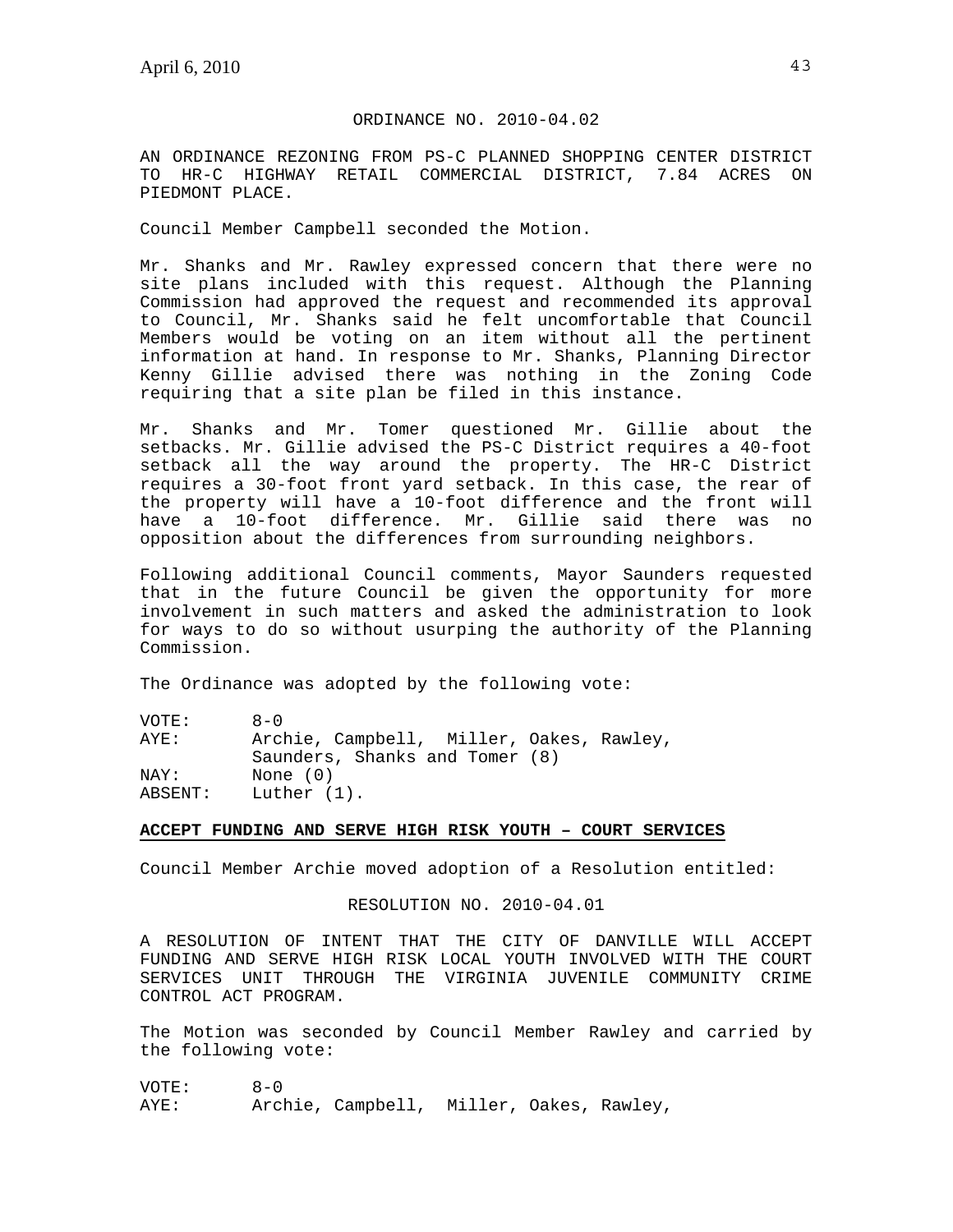ORDINANCE NO. 2010-04.02

AN ORDINANCE REZONING FROM PS-C PLANNED SHOPPING CENTER DISTRICT TO HR-C HIGHWAY RETAIL COMMERCIAL DISTRICT, 7.84 ACRES ON PIEDMONT PLACE.

Council Member Campbell seconded the Motion.

Mr. Shanks and Mr. Rawley expressed concern that there were no site plans included with this request. Although the Planning Commission had approved the request and recommended its approval to Council, Mr. Shanks said he felt uncomfortable that Council Members would be voting on an item without all the pertinent information at hand. In response to Mr. Shanks, Planning Director Kenny Gillie advised there was nothing in the Zoning Code requiring that a site plan be filed in this instance.

Mr. Shanks and Mr. Tomer questioned Mr. Gillie about the setbacks. Mr. Gillie advised the PS-C District requires a 40-foot setback all the way around the property. The HR-C District requires a 30-foot front yard setback. In this case, the rear of the property will have a 10-foot difference and the front will have a 10-foot difference. Mr. Gillie said there was no opposition about the differences from surrounding neighbors.

Following additional Council comments, Mayor Saunders requested that in the future Council be given the opportunity for more involvement in such matters and asked the administration to look for ways to do so without usurping the authority of the Planning Commission.

The Ordinance was adopted by the following vote:

| | |
|---|---|
| VOTE: | 8-0 |
| AYE: | Archie, Campbell, Miller, Oakes, Rawley, Saunders, Shanks and Tomer (8) |
| NAY: | None (0) |
| ABSENT: | Luther (1). |

**ACCEPT FUNDING AND SERVE HIGH RISK YOUTH – COURT SERVICES**

Council Member Archie moved adoption of a Resolution entitled:

RESOLUTION NO. 2010-04.01

A RESOLUTION OF INTENT THAT THE CITY OF DANVILLE WILL ACCEPT FUNDING AND SERVE HIGH RISK LOCAL YOUTH INVOLVED WITH THE COURT SERVICES UNIT THROUGH THE VIRGINIA JUVENILE COMMUNITY CRIME CONTROL ACT PROGRAM.

The Motion was seconded by Council Member Rawley and carried by the following vote:

| | |
|---|---|
| VOTE: | 8-0 |
| AYE: | Archie, Campbell, Miller, Oakes, Rawley, |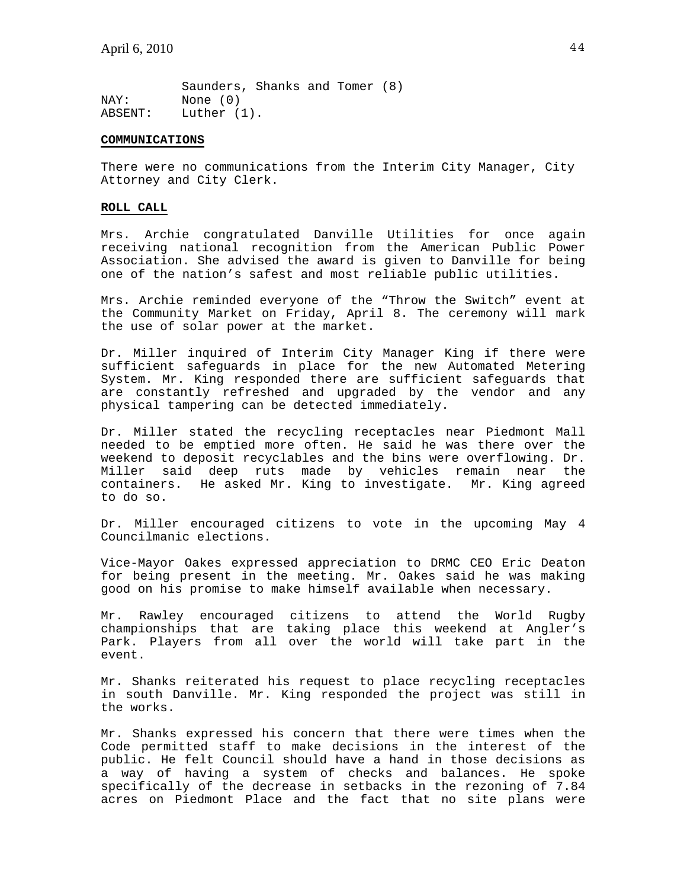Saunders, Shanks and Tomer (8)
NAY: None (0)
ABSENT: Luther (1).

**COMMUNICATIONS**

There were no communications from the Interim City Manager, City Attorney and City Clerk.

**ROLL CALL**

Mrs. Archie congratulated Danville Utilities for once again receiving national recognition from the American Public Power Association. She advised the award is given to Danville for being one of the nation's safest and most reliable public utilities.

Mrs. Archie reminded everyone of the "Throw the Switch" event at the Community Market on Friday, April 8. The ceremony will mark the use of solar power at the market.

Dr. Miller inquired of Interim City Manager King if there were sufficient safeguards in place for the new Automated Metering System. Mr. King responded there are sufficient safeguards that are constantly refreshed and upgraded by the vendor and any physical tampering can be detected immediately.

Dr. Miller stated the recycling receptacles near Piedmont Mall needed to be emptied more often. He said he was there over the weekend to deposit recyclables and the bins were overflowing. Dr. Miller said deep ruts made by vehicles remain near the containers. He asked Mr. King to investigate. Mr. King agreed to do so.

Dr. Miller encouraged citizens to vote in the upcoming May 4 Councilmanic elections.

Vice-Mayor Oakes expressed appreciation to DRMC CEO Eric Deaton for being present in the meeting. Mr. Oakes said he was making good on his promise to make himself available when necessary.

Mr. Rawley encouraged citizens to attend the World Rugby championships that are taking place this weekend at Angler's Park. Players from all over the world will take part in the event.

Mr. Shanks reiterated his request to place recycling receptacles in south Danville. Mr. King responded the project was still in the works.

Mr. Shanks expressed his concern that there were times when the Code permitted staff to make decisions in the interest of the public. He felt Council should have a hand in those decisions as a way of having a system of checks and balances. He spoke specifically of the decrease in setbacks in the rezoning of 7.84 acres on Piedmont Place and the fact that no site plans were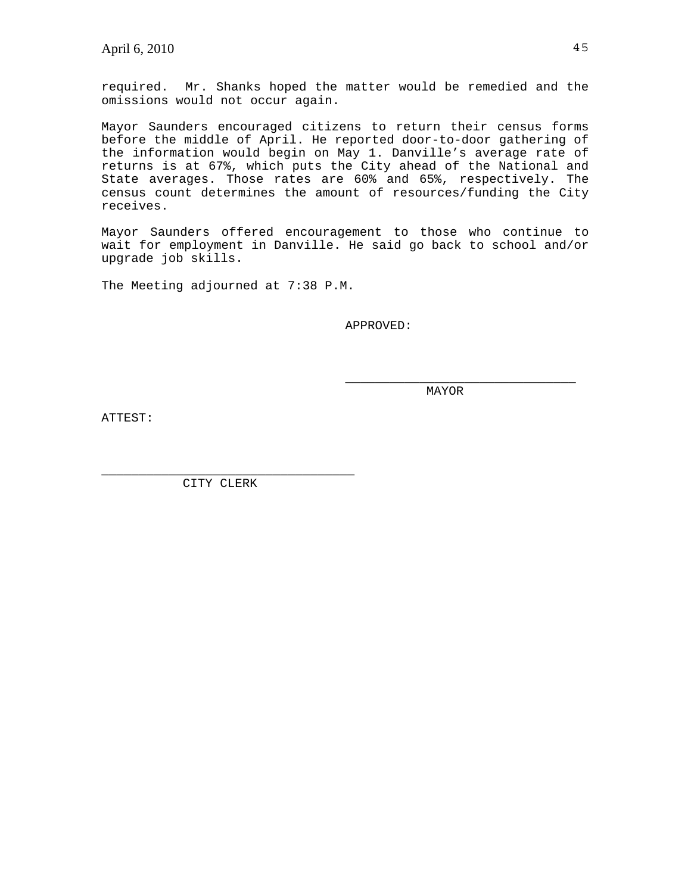required. Mr. Shanks hoped the matter would be remedied and the omissions would not occur again.

Mayor Saunders encouraged citizens to return their census forms before the middle of April. He reported door-to-door gathering of the information would begin on May 1. Danville's average rate of returns is at 67%, which puts the City ahead of the National and State averages. Those rates are 60% and 65%, respectively. The census count determines the amount of resources/funding the City receives.

Mayor Saunders offered encouragement to those who continue to wait for employment in Danville. He said go back to school and/or upgrade job skills.

The Meeting adjourned at 7:38 P.M.

APPROVED:

\_\_\_\_\_\_\_\_\_\_\_\_\_\_\_\_\_\_\_\_\_\_\_\_\_\_\_\_\_\_
MAYOR

ATTEST:

\_\_\_\_\_\_\_\_\_\_\_\_\_\_\_\_\_\_\_\_\_\_\_\_\_\_\_\_\_\_
CITY CLERK